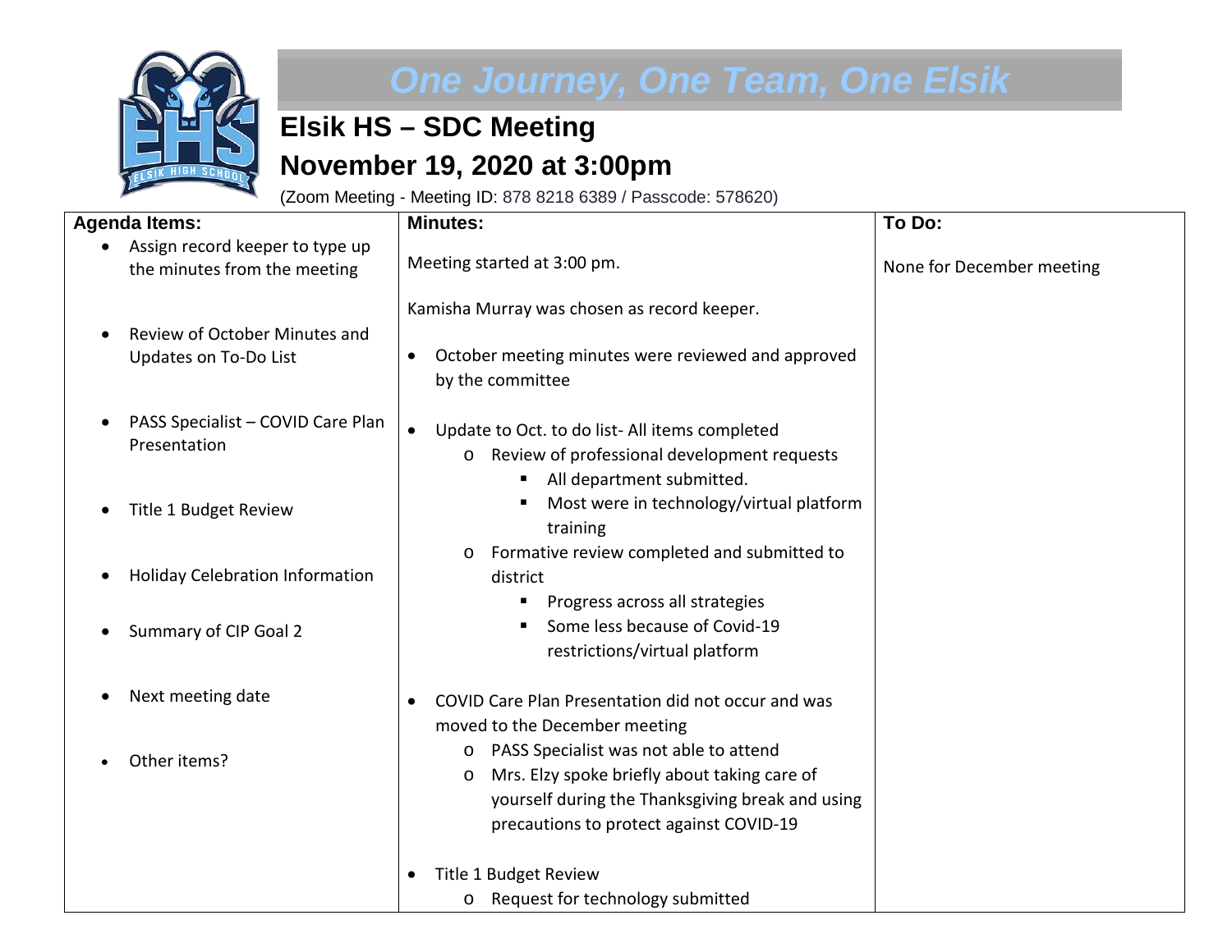# One Journey, One Team, One Elsik

## Elsik HS – SDC Meeting

## November 19, 2020 at 3:00pm

(Zoom Meeting - Meeting ID: 878 8218 6389 / Passcode: 578620)

| Agenda Items: | Minutes: | To Do: |
|---|---|---|
| • Assign record keeper to type up the minutes from the meeting<br><br>• Review of October Minutes and Updates on To-Do List<br><br>• PASS Specialist – COVID Care Plan Presentation<br><br>• Title 1 Budget Review<br><br>• Holiday Celebration Information<br><br>• Summary of CIP Goal 2<br><br>• Next meeting date<br><br>• Other items? | Meeting started at 3:00 pm.<br><br>Kamisha Murray was chosen as record keeper.<br><br>• October meeting minutes were reviewed and approved by the committee<br><br>• Update to Oct. to do list- All items completed<br>  o Review of professional development requests<br>    ▪ All department submitted.<br>    ▪ Most were in technology/virtual platform training<br>  o Formative review completed and submitted to district<br>    ▪ Progress across all strategies<br>    ▪ Some less because of Covid-19 restrictions/virtual platform<br><br>• COVID Care Plan Presentation did not occur and was moved to the December meeting<br>  o PASS Specialist was not able to attend<br>  o Mrs. Elzy spoke briefly about taking care of yourself during the Thanksgiving break and using precautions to protect against COVID-19<br><br>• Title 1 Budget Review<br>  o Request for technology submitted | None for December meeting |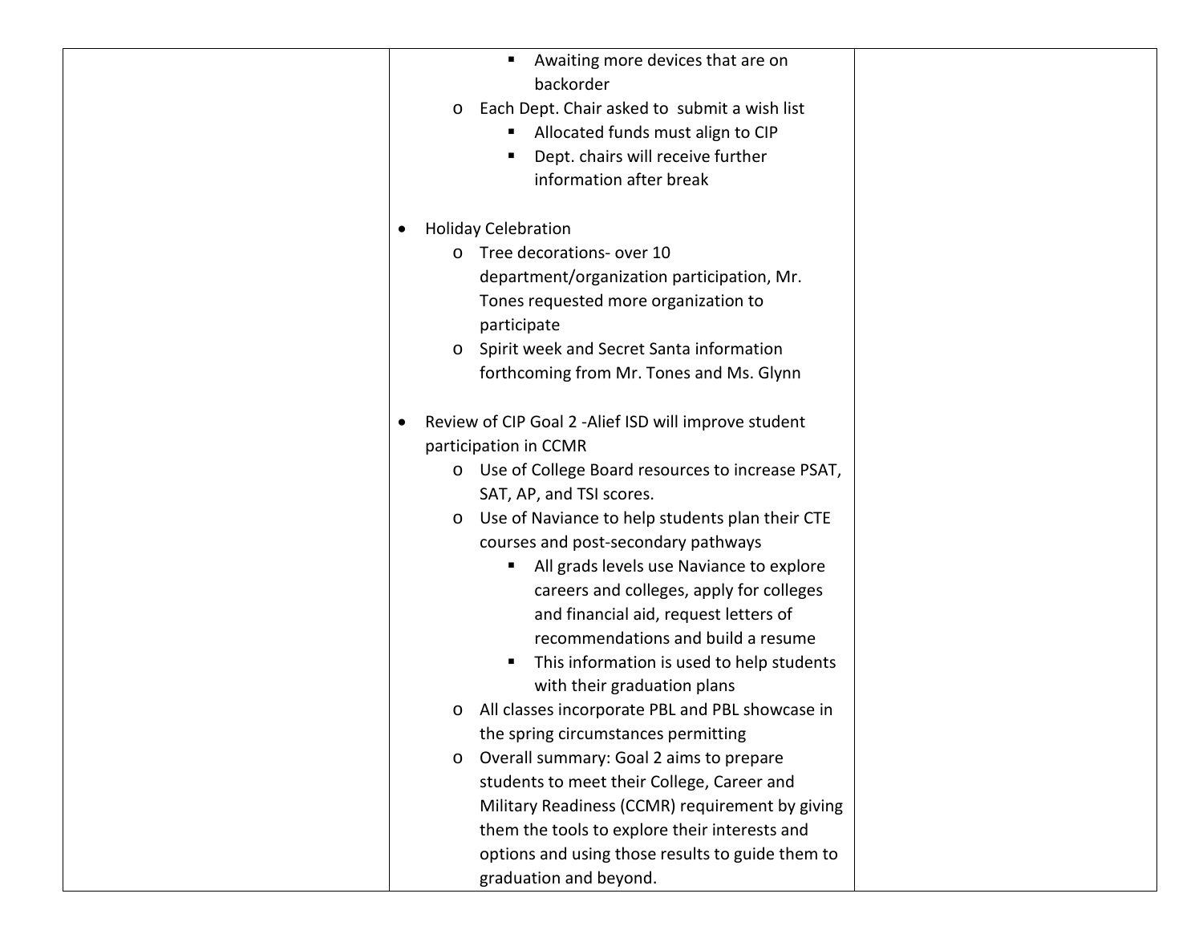| | | |
|---|---|---|
| | ▪ Awaiting more devices that are on backorder<br>o Each Dept. Chair asked to submit a wish list<br>▪ Allocated funds must align to CIP<br>▪ Dept. chairs will receive further information after break<br><br>• Holiday Celebration<br>o Tree decorations- over 10 department/organization participation, Mr. Tones requested more organization to participate<br>o Spirit week and Secret Santa information forthcoming from Mr. Tones and Ms. Glynn<br><br>• Review of CIP Goal 2 -Alief ISD will improve student participation in CCMR<br>o Use of College Board resources to increase PSAT, SAT, AP, and TSI scores.<br>o Use of Naviance to help students plan their CTE courses and post-secondary pathways<br>▪ All grads levels use Naviance to explore careers and colleges, apply for colleges and financial aid, request letters of recommendations and build a resume<br>▪ This information is used to help students with their graduation plans<br>o All classes incorporate PBL and PBL showcase in the spring circumstances permitting<br>o Overall summary: Goal 2 aims to prepare students to meet their College, Career and Military Readiness (CCMR) requirement by giving them the tools to explore their interests and options and using those results to guide them to graduation and beyond. | |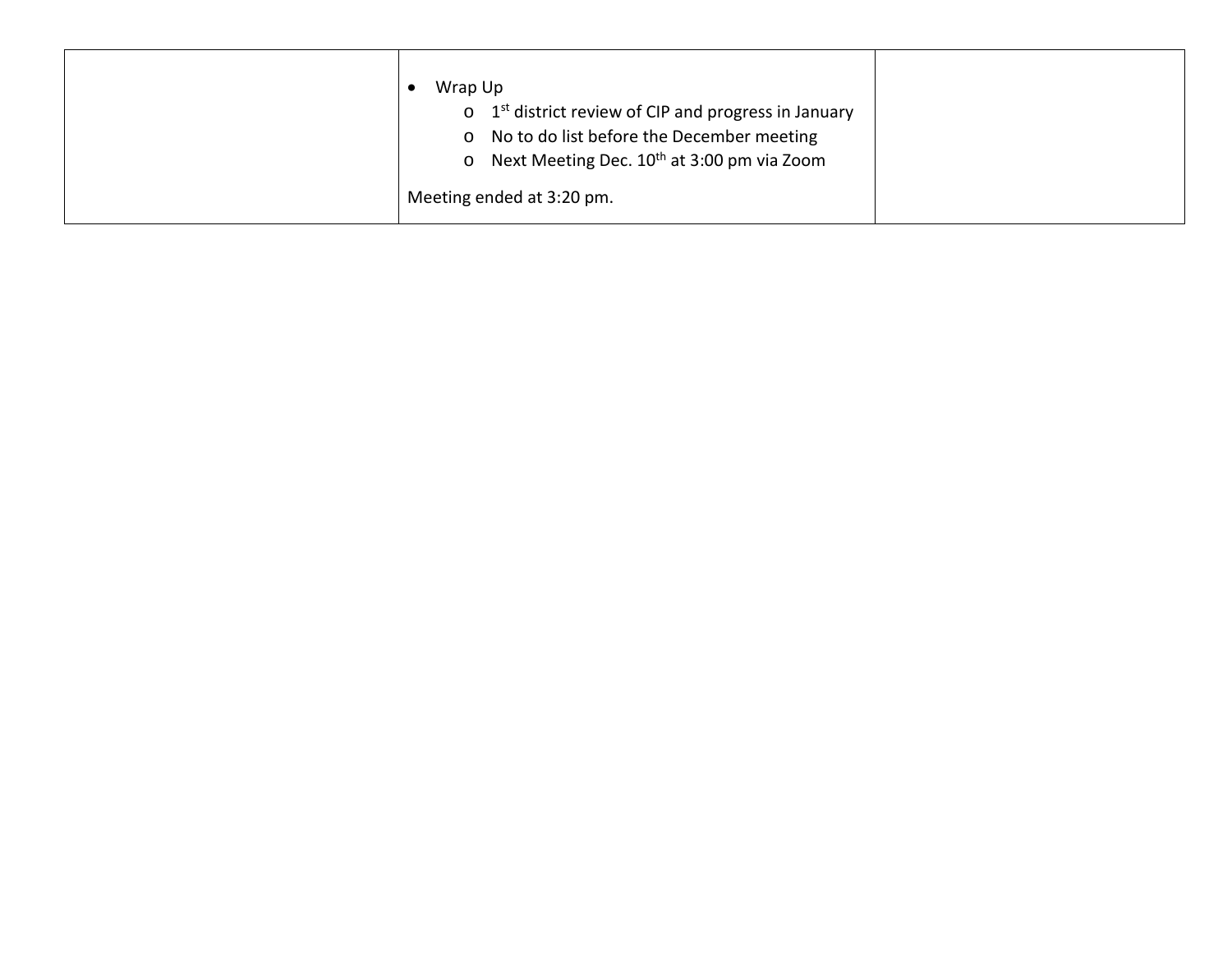| | | |
|---|---|---|
| | • Wrap Up<br>  o 1st district review of CIP and progress in January<br>  o No to do list before the December meeting<br>  o Next Meeting Dec. 10th at 3:00 pm via Zoom<br><br>Meeting ended at 3:20 pm. | |